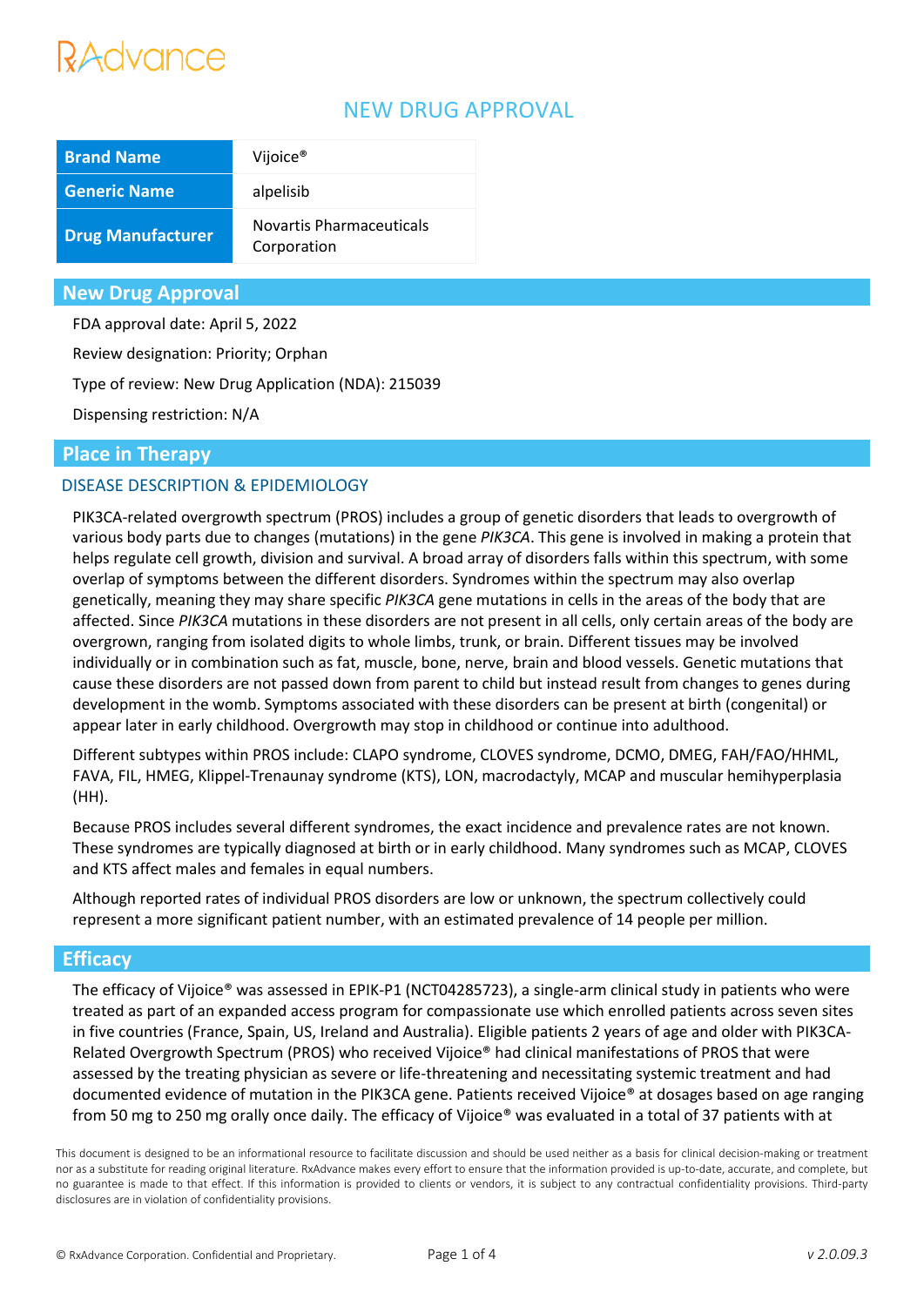RxAdvance

# NEW DRUG APPROVAL

| Brand Name | Vijoice® |
|---|---|
| Generic Name | alpelisib |
| Drug Manufacturer | Novartis Pharmaceuticals Corporation |

## New Drug Approval

FDA approval date: April 5, 2022

Review designation: Priority; Orphan

Type of review: New Drug Application (NDA): 215039

Dispensing restriction: N/A

## Place in Therapy

### DISEASE DESCRIPTION & EPIDEMIOLOGY

PIK3CA-related overgrowth spectrum (PROS) includes a group of genetic disorders that leads to overgrowth of various body parts due to changes (mutations) in the gene *PIK3CA*. This gene is involved in making a protein that helps regulate cell growth, division and survival. A broad array of disorders falls within this spectrum, with some overlap of symptoms between the different disorders. Syndromes within the spectrum may also overlap genetically, meaning they may share specific *PIK3CA* gene mutations in cells in the areas of the body that are affected. Since *PIK3CA* mutations in these disorders are not present in all cells, only certain areas of the body are overgrown, ranging from isolated digits to whole limbs, trunk, or brain. Different tissues may be involved individually or in combination such as fat, muscle, bone, nerve, brain and blood vessels. Genetic mutations that cause these disorders are not passed down from parent to child but instead result from changes to genes during development in the womb. Symptoms associated with these disorders can be present at birth (congenital) or appear later in early childhood. Overgrowth may stop in childhood or continue into adulthood.

Different subtypes within PROS include: CLAPO syndrome, CLOVES syndrome, DCMO, DMEG, FAH/FAO/HHML, FAVA, FIL, HMEG, Klippel-Trenaunay syndrome (KTS), LON, macrodactyly, MCAP and muscular hemihyperplasia (HH).

Because PROS includes several different syndromes, the exact incidence and prevalence rates are not known. These syndromes are typically diagnosed at birth or in early childhood. Many syndromes such as MCAP, CLOVES and KTS affect males and females in equal numbers.

Although reported rates of individual PROS disorders are low or unknown, the spectrum collectively could represent a more significant patient number, with an estimated prevalence of 14 people per million.

## Efficacy

The efficacy of Vijoice® was assessed in EPIK-P1 (NCT04285723), a single-arm clinical study in patients who were treated as part of an expanded access program for compassionate use which enrolled patients across seven sites in five countries (France, Spain, US, Ireland and Australia). Eligible patients 2 years of age and older with PIK3CA-Related Overgrowth Spectrum (PROS) who received Vijoice® had clinical manifestations of PROS that were assessed by the treating physician as severe or life-threatening and necessitating systemic treatment and had documented evidence of mutation in the PIK3CA gene. Patients received Vijoice® at dosages based on age ranging from 50 mg to 250 mg orally once daily. The efficacy of Vijoice® was evaluated in a total of 37 patients with at

This document is designed to be an informational resource to facilitate discussion and should be used neither as a basis for clinical decision-making or treatment nor as a substitute for reading original literature. RxAdvance makes every effort to ensure that the information provided is up-to-date, accurate, and complete, but no guarantee is made to that effect. If this information is provided to clients or vendors, it is subject to any contractual confidentiality provisions. Third-party disclosures are in violation of confidentiality provisions.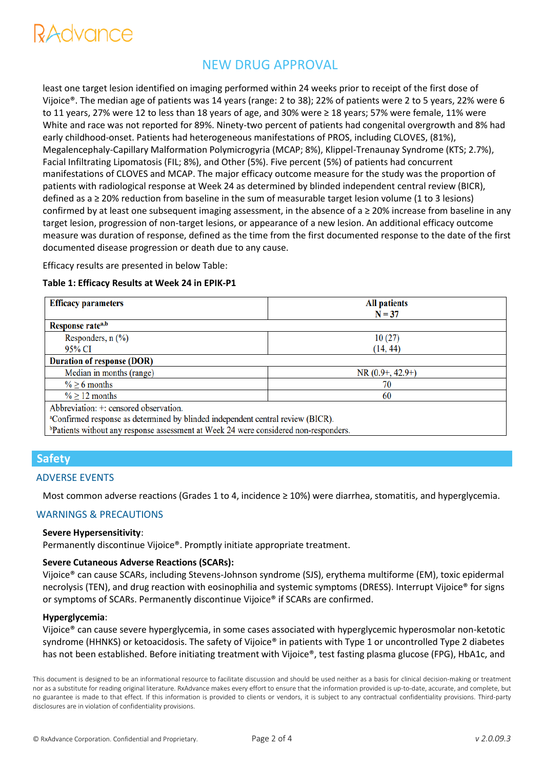least one target lesion identified on imaging performed within 24 weeks prior to receipt of the first dose of Vijoice®. The median age of patients was 14 years (range: 2 to 38); 22% of patients were 2 to 5 years, 22% were 6 to 11 years, 27% were 12 to less than 18 years of age, and 30% were ≥ 18 years; 57% were female, 11% were White and race was not reported for 89%. Ninety-two percent of patients had congenital overgrowth and 8% had early childhood-onset. Patients had heterogeneous manifestations of PROS, including CLOVES, (81%), Megalencephaly-Capillary Malformation Polymicrogyria (MCAP; 8%), Klippel-Trenaunay Syndrome (KTS; 2.7%), Facial Infiltrating Lipomatosis (FIL; 8%), and Other (5%). Five percent (5%) of patients had concurrent manifestations of CLOVES and MCAP. The major efficacy outcome measure for the study was the proportion of patients with radiological response at Week 24 as determined by blinded independent central review (BICR), defined as a ≥ 20% reduction from baseline in the sum of measurable target lesion volume (1 to 3 lesions) confirmed by at least one subsequent imaging assessment, in the absence of a ≥ 20% increase from baseline in any target lesion, progression of non-target lesions, or appearance of a new lesion. An additional efficacy outcome measure was duration of response, defined as the time from the first documented response to the date of the first documented disease progression or death due to any cause.

Efficacy results are presented in below Table:

**Table 1: Efficacy Results at Week 24 in EPIK-P1**

| Efficacy parameters | All patients N = 37 |
|---|---|
| **Response rate[a,b]** | |
| Responders, n (%) | 10 (27) |
| 95% CI | (14, 44) |
| **Duration of response (DOR)** | |
| Median in months (range) | NR (0.9+, 42.9+) |
| % ≥ 6 months | 70 |
| % ≥ 12 months | 60 |

Abbreviation: +: censored observation.
[a]Confirmed response as determined by blinded independent central review (BICR).
[b]Patients without any response assessment at Week 24 were considered non-responders.

## Safety

### ADVERSE EVENTS

Most common adverse reactions (Grades 1 to 4, incidence ≥ 10%) were diarrhea, stomatitis, and hyperglycemia.

### WARNINGS & PRECAUTIONS

**Severe Hypersensitivity**:
Permanently discontinue Vijoice®. Promptly initiate appropriate treatment.

**Severe Cutaneous Adverse Reactions (SCARs):**
Vijoice® can cause SCARs, including Stevens-Johnson syndrome (SJS), erythema multiforme (EM), toxic epidermal necrolysis (TEN), and drug reaction with eosinophilia and systemic symptoms (DRESS). Interrupt Vijoice® for signs or symptoms of SCARs. Permanently discontinue Vijoice® if SCARs are confirmed.

**Hyperglycemia**:
Vijoice® can cause severe hyperglycemia, in some cases associated with hyperglycemic hyperosmolar non-ketotic syndrome (HHNKS) or ketoacidosis. The safety of Vijoice® in patients with Type 1 or uncontrolled Type 2 diabetes has not been established. Before initiating treatment with Vijoice®, test fasting plasma glucose (FPG), HbA1c, and

This document is designed to be an informational resource to facilitate discussion and should be used neither as a basis for clinical decision-making or treatment nor as a substitute for reading original literature. RxAdvance makes every effort to ensure that the information provided is up-to-date, accurate, and complete, but no guarantee is made to that effect. If this information is provided to clients or vendors, it is subject to any contractual confidentiality provisions. Third-party disclosures are in violation of confidentiality provisions.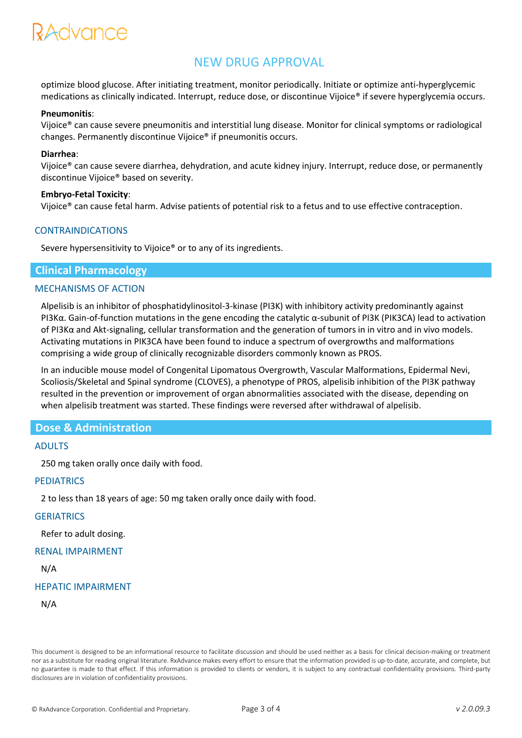optimize blood glucose. After initiating treatment, monitor periodically. Initiate or optimize anti-hyperglycemic medications as clinically indicated. Interrupt, reduce dose, or discontinue Vijoice® if severe hyperglycemia occurs.

**Pneumonitis**:
Vijoice® can cause severe pneumonitis and interstitial lung disease. Monitor for clinical symptoms or radiological changes. Permanently discontinue Vijoice® if pneumonitis occurs.

**Diarrhea**:
Vijoice® can cause severe diarrhea, dehydration, and acute kidney injury. Interrupt, reduce dose, or permanently discontinue Vijoice® based on severity.

**Embryo-Fetal Toxicity**:
Vijoice® can cause fetal harm. Advise patients of potential risk to a fetus and to use effective contraception.

### CONTRAINDICATIONS

Severe hypersensitivity to Vijoice® or to any of its ingredients.

## Clinical Pharmacology

### MECHANISMS OF ACTION

Alpelisib is an inhibitor of phosphatidylinositol-3-kinase (PI3K) with inhibitory activity predominantly against PI3Kα. Gain-of-function mutations in the gene encoding the catalytic α-subunit of PI3K (PIK3CA) lead to activation of PI3Kα and Akt-signaling, cellular transformation and the generation of tumors in in vitro and in vivo models. Activating mutations in PIK3CA have been found to induce a spectrum of overgrowths and malformations comprising a wide group of clinically recognizable disorders commonly known as PROS.

In an inducible mouse model of Congenital Lipomatous Overgrowth, Vascular Malformations, Epidermal Nevi, Scoliosis/Skeletal and Spinal syndrome (CLOVES), a phenotype of PROS, alpelisib inhibition of the PI3K pathway resulted in the prevention or improvement of organ abnormalities associated with the disease, depending on when alpelisib treatment was started. These findings were reversed after withdrawal of alpelisib.

## Dose & Administration

### ADULTS

250 mg taken orally once daily with food.

### PEDIATRICS

2 to less than 18 years of age: 50 mg taken orally once daily with food.

### GERIATRICS

Refer to adult dosing.

### RENAL IMPAIRMENT

N/A

### HEPATIC IMPAIRMENT

N/A

This document is designed to be an informational resource to facilitate discussion and should be used neither as a basis for clinical decision-making or treatment nor as a substitute for reading original literature. RxAdvance makes every effort to ensure that the information provided is up-to-date, accurate, and complete, but no guarantee is made to that effect. If this information is provided to clients or vendors, it is subject to any contractual confidentiality provisions. Third-party disclosures are in violation of confidentiality provisions.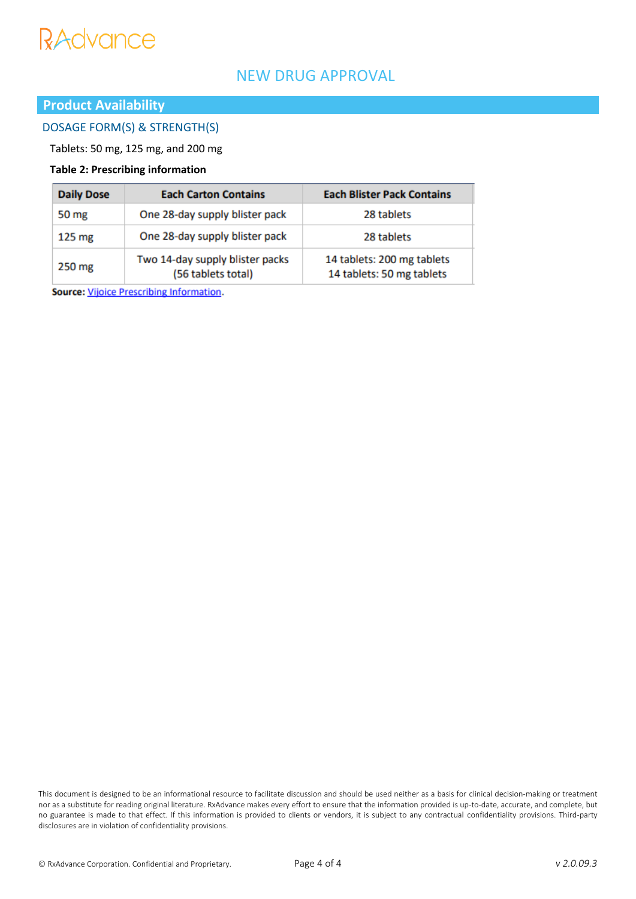## NEW DRUG APPROVAL

## Product Availability

### DOSAGE FORM(S) & STRENGTH(S)

Tablets: 50 mg, 125 mg, and 200 mg

**Table 2: Prescribing information**

| Daily Dose | Each Carton Contains | Each Blister Pack Contains |
|---|---|---|
| 50 mg | One 28-day supply blister pack | 28 tablets |
| 125 mg | One 28-day supply blister pack | 28 tablets |
| 250 mg | Two 14-day supply blister packs (56 tablets total) | 14 tablets: 200 mg tablets<br>14 tablets: 50 mg tablets |

**Source:** Vijoice Prescribing Information.

This document is designed to be an informational resource to facilitate discussion and should be used neither as a basis for clinical decision-making or treatment nor as a substitute for reading original literature. RxAdvance makes every effort to ensure that the information provided is up-to-date, accurate, and complete, but no guarantee is made to that effect. If this information is provided to clients or vendors, it is subject to any contractual confidentiality provisions. Third-party disclosures are in violation of confidentiality provisions.

© RxAdvance Corporation. Confidential and Proprietary.

*v 2.0.09.3*